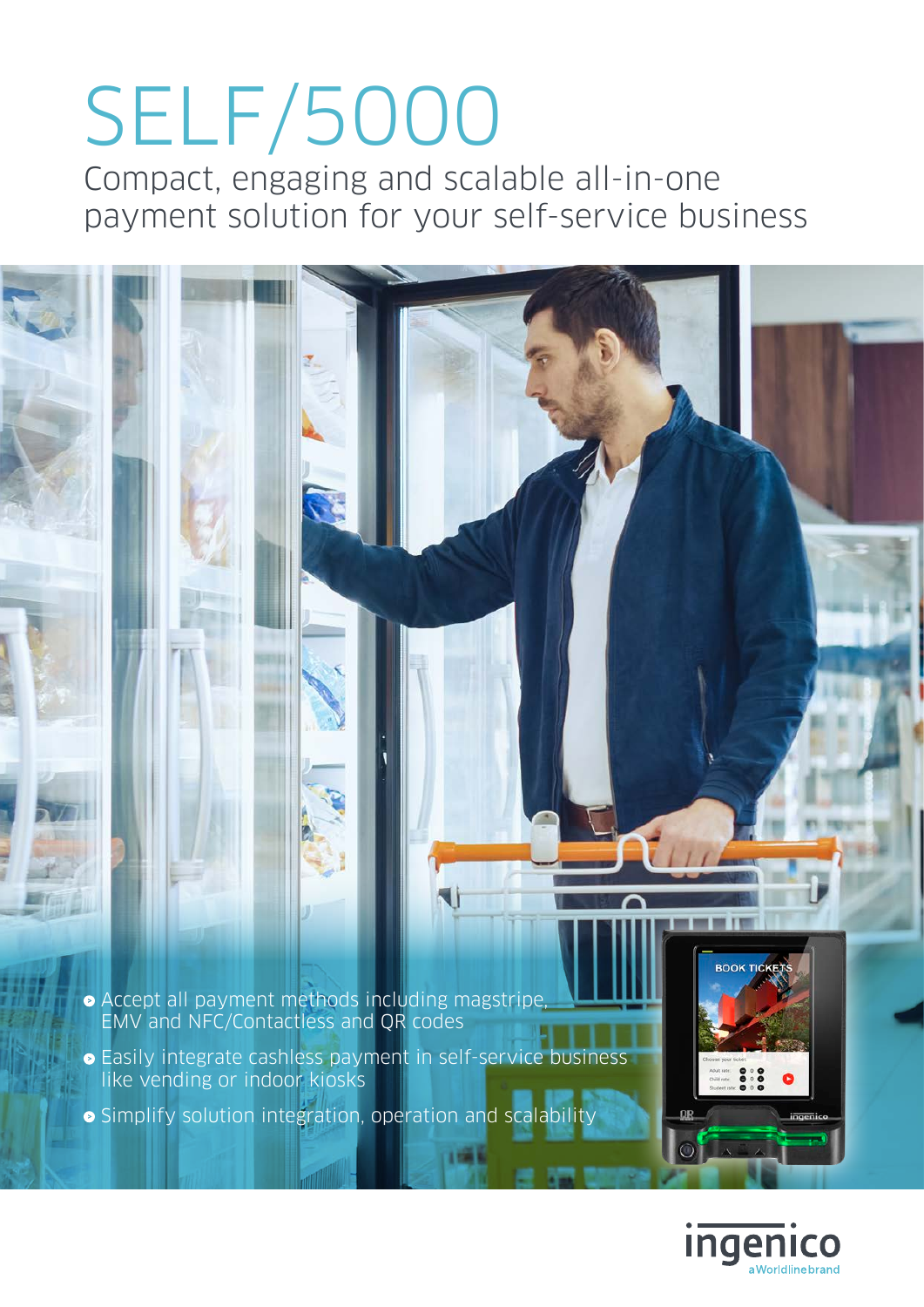# SELF/5000

Compact, engaging and scalable all-in-one payment solution for your self-service business

- Accept all payment methods including magstripe, EMV and NFC/Contactless and QR codes
- Easily integrate cashless payment in self-service business like vending or indoor kiosks
- Simplify solution integration, operation and scalability

ingenico
a Worldline brand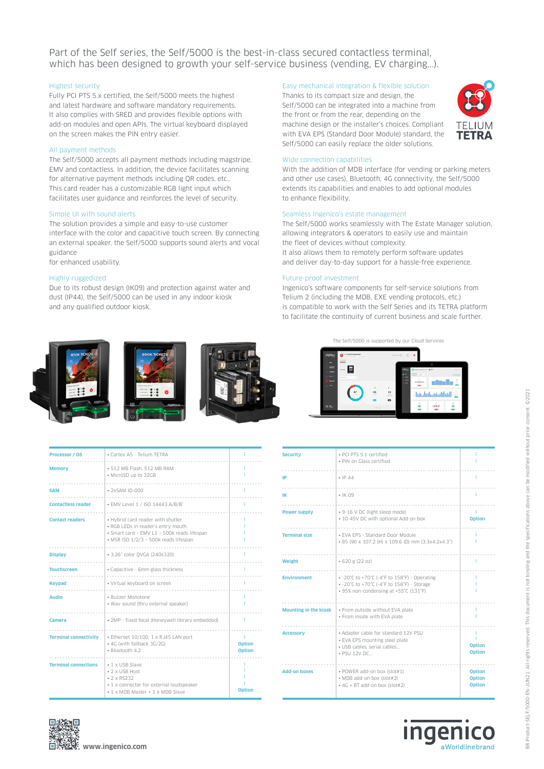Part of the Self series, the Self/5000 is the best-in-class secured contactless terminal, which has been designed to growth your self-service business (vending, EV charging...).

### Highest security

Fully PCI PTS 5.x certified, the Self/5000 meets the highest and latest hardware and software mandatory requirements. It also complies with SRED and provides flexible options with add-on modules and open APIs. The virtual keyboard displayed on the screen makes the PIN entry easier.

### All payment methods

The Self/5000 accepts all payment methods including magstripe, EMV and contactless. In addition, the device facilitates scanning for alternative payment methods including QR codes, etc.. This card reader has a customizable RGB light input which facilitates user guidance and reinforces the level of security.

### Simple UI with sound alerts

The solution provides a simple and easy-to-use customer interface with the color and capacitive touch screen. By connecting an external speaker, the Self/5000 supports sound alerts and vocal guidance
for enhanced usability.

### Highly ruggedized

Due to its robust design (IK09) and protection against water and dust (IP44), the Self/5000 can be used in any indoor kiosk and any qualified outdoor kiosk.

### Easy mechanical integration & flexible solution

Thanks to its compact size and design, the Self/5000 can be integrated into a machine from the front or from the rear, depending on the machine design or the installer's choices. Compliant with EVA EPS (Standard Door Module) standard, the Self/5000 can easily replace the older solutions.

TELIUM TETRA

### Wide connection capabilities

With the addition of MDB interface (for vending or parking meters and other use cases), Bluetooth, 4G connectivity, the Self/5000 extends its capabilities and enables to add optional modules to enhance flexibility.

### Seamless Ingenico's estate management

The Self/5000 works seamlessly with The Estate Manager solution, allowing integrators & operators to easily use and maintain the fleet of devices without complexity.
It also allows them to remotely perform software updates and deliver day-to-day support for a hassle-free experience.

### Future-proof investment

Ingenico's software components for self-service solutions from Telium 2 (including the MDB, EXE vending protocols, etc.) is compatible to work with the Self Series and its TETRA platform to facilitate the continuity of current business and scale further.

The Self/5000 is supported by our Cloud Services

| | | |
|---|---|---|
| **Processor / OS** | • Cortex A5 - Telium TETRA | I |
| **Memory** | • 512 MB Flash, 512 MB RAM<br>• MicroSD up to 32GB | I<br>I |
| **SAM** | • 2xSAM ID-000 | I |
| **Contactless reader** | • EMV Level 1 / ISO 14443 A/B/B' | I |
| **Contact readers** | • Hybrid card reader with shutter<br>• RGB LEDs in reader's entry mouth<br>• Smart card - EMV L1 - 500k reads lifespan<br>• MSR ISO 1/2/3 - 500k reads lifespan | I<br>I<br>I<br>I |
| **Display** | • 3.26" color QVGA (240x320) | I |
| **Touchscreen** | • Capacitive - 6mm glass thickness | I |
| **Keypad** | • Virtual keyboard on screen | I |
| **Audio** | • Buzzer Monotone<br>• Wav sound (thru external speaker) | I<br>I |
| **Camera** | • 2MP - fixed focal (Honeywell library embedded) | I |
| **Terminal connectivity** | • Ethernet 10/100, 1 x RJ45 LAN port<br>• 4G (with fallback 3G/2G)<br>• Bluetooth 4.2 | I<br>Option<br>Option |
| **Terminal connections** | • 1 x USB Slave<br>• 2 x USB Host<br>• 2 x RS232<br>• 1 x connector for external loudspeaker<br>• 1 x MDB Master + 1 x MDB Slave | I<br>I<br>I<br>I<br>Option |

| | | |
|---|---|---|
| **Security** | • PCI PTS 5.1 certified<br>• PIN on Glass certified | I<br>I |
| **IP** | • IP 44 | I |
| **IK** | • IK 09 | I |
| **Power supply** | • 9-16 V DC (light sleep mode)<br>• 10-45V DC with optional Add-on box | I<br>Option |
| **Terminal size** | • EVA EPS - Standard Door Module<br>• 85 (W) x 107.2 (H) x 109.6 (D) mm (3.3x4.2x4.3") | I<br>I |
| **Weight** | • 620 g (22 oz) | I |
| **Environment** | • -20°C to +70°C (-4°F to 158°F) - Operating<br>• -20°C to +70°C (-4°F to 158°F) - Storage<br>• 95% non-condensing at +55°C (131°F) | I<br>I<br>I |
| **Mounting in the kiosk** | • From outside without EVA plate<br>• From inside with EVA plate | I<br>I |
| **Accessory** | • Adapter cable for standard 12V PSU<br>• EVA EPS mounting steel plate<br>• USB cables, serial cables...<br>• PSU 12V DC... | I<br>I<br>Option<br>Option |
| **Add-on boxes** | • POWER add-on box (slot#1)<br>• MDB add-on box (slot#2)<br>• 4G + BT add-on box (slot#2) | Option<br>Option<br>Option |

www.ingenico.com

ingenico a Worldline brand

BR-Product-SELF/5000-EN-JUN21. All rights reserved. This document is not binding and the specifications above can be modified without prior consent. ©2021